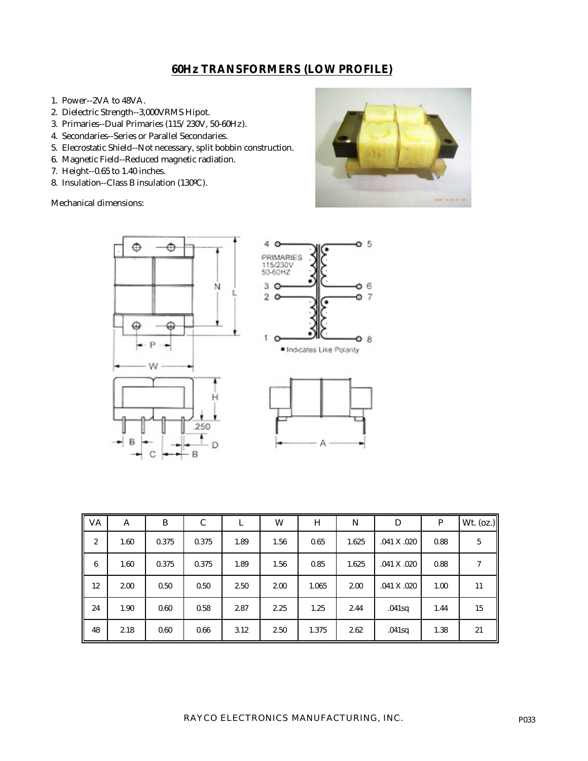# 60Hz TRANSFORMERS (LOW PROFILE)

1. Power--2VA to 48VA.
2. Dielectric Strength--3,000VRMS Hipot.
3. Primaries--Dual Primaries (115/230V, 50-60Hz).
4. Secondaries--Series or Parallel Secondaries.
5. Elecrostatic Shield--Not necessary, split bobbin construction.
6. Magnetic Field--Reduced magnetic radiation.
7. Height--0.65 to 1.40 inches.
8. Insulation--Class B insulation (130ºC).

Mechanical dimensions:

| VA | A | B | C | L | W | H | N | D | P | Wt. (oz.) |
|---|---|---|---|---|---|---|---|---|---|---|
| 2 | 1.60 | 0.375 | 0.375 | 1.89 | 1.56 | 0.65 | 1.625 | .041 X .020 | 0.88 | 5 |
| 6 | 1.60 | 0.375 | 0.375 | 1.89 | 1.56 | 0.85 | 1.625 | .041 X .020 | 0.88 | 7 |
| 12 | 2.00 | 0.50 | 0.50 | 2.50 | 2.00 | 1.065 | 2.00 | .041 X .020 | 1.00 | 11 |
| 24 | 1.90 | 0.60 | 0.58 | 2.87 | 2.25 | 1.25 | 2.44 | .041sq | 1.44 | 15 |
| 48 | 2.18 | 0.60 | 0.66 | 3.12 | 2.50 | 1.375 | 2.62 | .041sq | 1.38 | 21 |

RAYCO ELECTRONICS MANUFACTURING, INC.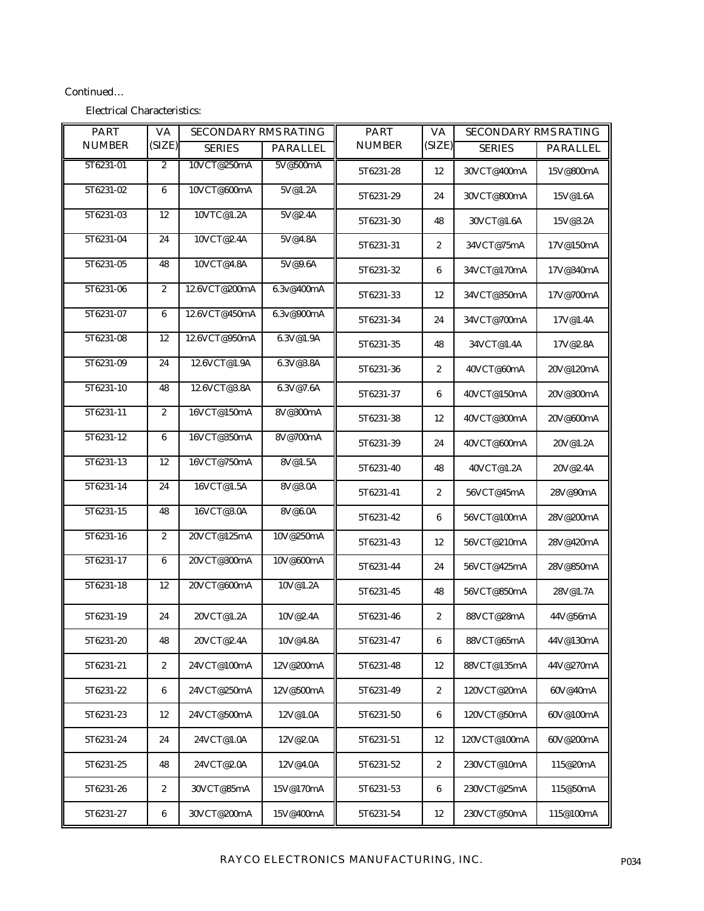Continued…

Electrical Characteristics:

| PART NUMBER | VA (SIZE) | SECONDARY RMS RATING | | PART NUMBER | VA (SIZE) | SECONDARY RMS RATING | |
|---|---|---|---|---|---|---|---|
| | | SERIES | PARALLEL | | | SERIES | PARALLEL |
| 5T6231-01 | 2 | 10VCT@250mA | 5V@500mA | 5T6231-28 | 12 | 30VCT@400mA | 15V@800mA |
| 5T6231-02 | 6 | 10VCT@600mA | 5V@1.2A | 5T6231-29 | 24 | 30VCT@800mA | 15V@1.6A |
| 5T6231-03 | 12 | 10VTC@1.2A | 5V@2.4A | 5T6231-30 | 48 | 30VCT@1.6A | 15V@3.2A |
| 5T6231-04 | 24 | 10VCT@2.4A | 5V@4.8A | 5T6231-31 | 2 | 34VCT@75mA | 17V@150mA |
| 5T6231-05 | 48 | 10VCT@4.8A | 5V@9.6A | 5T6231-32 | 6 | 34VCT@170mA | 17V@340mA |
| 5T6231-06 | 2 | 12.6VCT@200mA | 6.3v@400mA | 5T6231-33 | 12 | 34VCT@350mA | 17V@700mA |
| 5T6231-07 | 6 | 12.6VCT@450mA | 6.3v@900mA | 5T6231-34 | 24 | 34VCT@700mA | 17V@1.4A |
| 5T6231-08 | 12 | 12.6VCT@950mA | 6.3V@1.9A | 5T6231-35 | 48 | 34VCT@1.4A | 17V@2.8A |
| 5T6231-09 | 24 | 12.6VCT@1.9A | 6.3V@3.8A | 5T6231-36 | 2 | 40VCT@60mA | 20V@120mA |
| 5T6231-10 | 48 | 12.6VCT@3.8A | 6.3V@7.6A | 5T6231-37 | 6 | 40VCT@150mA | 20V@300mA |
| 5T6231-11 | 2 | 16VCT@150mA | 8V@300mA | 5T6231-38 | 12 | 40VCT@300mA | 20V@600mA |
| 5T6231-12 | 6 | 16VCT@350mA | 8V@700mA | 5T6231-39 | 24 | 40VCT@600mA | 20V@1.2A |
| 5T6231-13 | 12 | 16VCT@750mA | 8V@1.5A | 5T6231-40 | 48 | 40VCT@1.2A | 20V@2.4A |
| 5T6231-14 | 24 | 16VCT@1.5A | 8V@3.0A | 5T6231-41 | 2 | 56VCT@45mA | 28V@90mA |
| 5T6231-15 | 48 | 16VCT@3.0A | 8V@6.0A | 5T6231-42 | 6 | 56VCT@100mA | 28V@200mA |
| 5T6231-16 | 2 | 20VCT@125mA | 10V@250mA | 5T6231-43 | 12 | 56VCT@210mA | 28V@420mA |
| 5T6231-17 | 6 | 20VCT@300mA | 10V@600mA | 5T6231-44 | 24 | 56VCT@425mA | 28V@850mA |
| 5T6231-18 | 12 | 20VCT@600mA | 10V@1.2A | 5T6231-45 | 48 | 56VCT@850mA | 28V@1.7A |
| 5T6231-19 | 24 | 20VCT@1.2A | 10V@2.4A | 5T6231-46 | 2 | 88VCT@28mA | 44V@56mA |
| 5T6231-20 | 48 | 20VCT@2.4A | 10V@4.8A | 5T6231-47 | 6 | 88VCT@65mA | 44V@130mA |
| 5T6231-21 | 2 | 24VCT@100mA | 12V@200mA | 5T6231-48 | 12 | 88VCT@135mA | 44V@270mA |
| 5T6231-22 | 6 | 24VCT@250mA | 12V@500mA | 5T6231-49 | 2 | 120VCT@20mA | 60V@40mA |
| 5T6231-23 | 12 | 24VCT@500mA | 12V@1.0A | 5T6231-50 | 6 | 120VCT@50mA | 60V@100mA |
| 5T6231-24 | 24 | 24VCT@1.0A | 12V@2.0A | 5T6231-51 | 12 | 120VCT@100mA | 60V@200mA |
| 5T6231-25 | 48 | 24VCT@2.0A | 12V@4.0A | 5T6231-52 | 2 | 230VCT@10mA | 115@20mA |
| 5T6231-26 | 2 | 30VCT@85mA | 15V@170mA | 5T6231-53 | 6 | 230VCT@25mA | 115@50mA |
| 5T6231-27 | 6 | 30VCT@200mA | 15V@400mA | 5T6231-54 | 12 | 230VCT@50mA | 115@100mA |

RAYCO ELECTRONICS MANUFACTURING, INC.